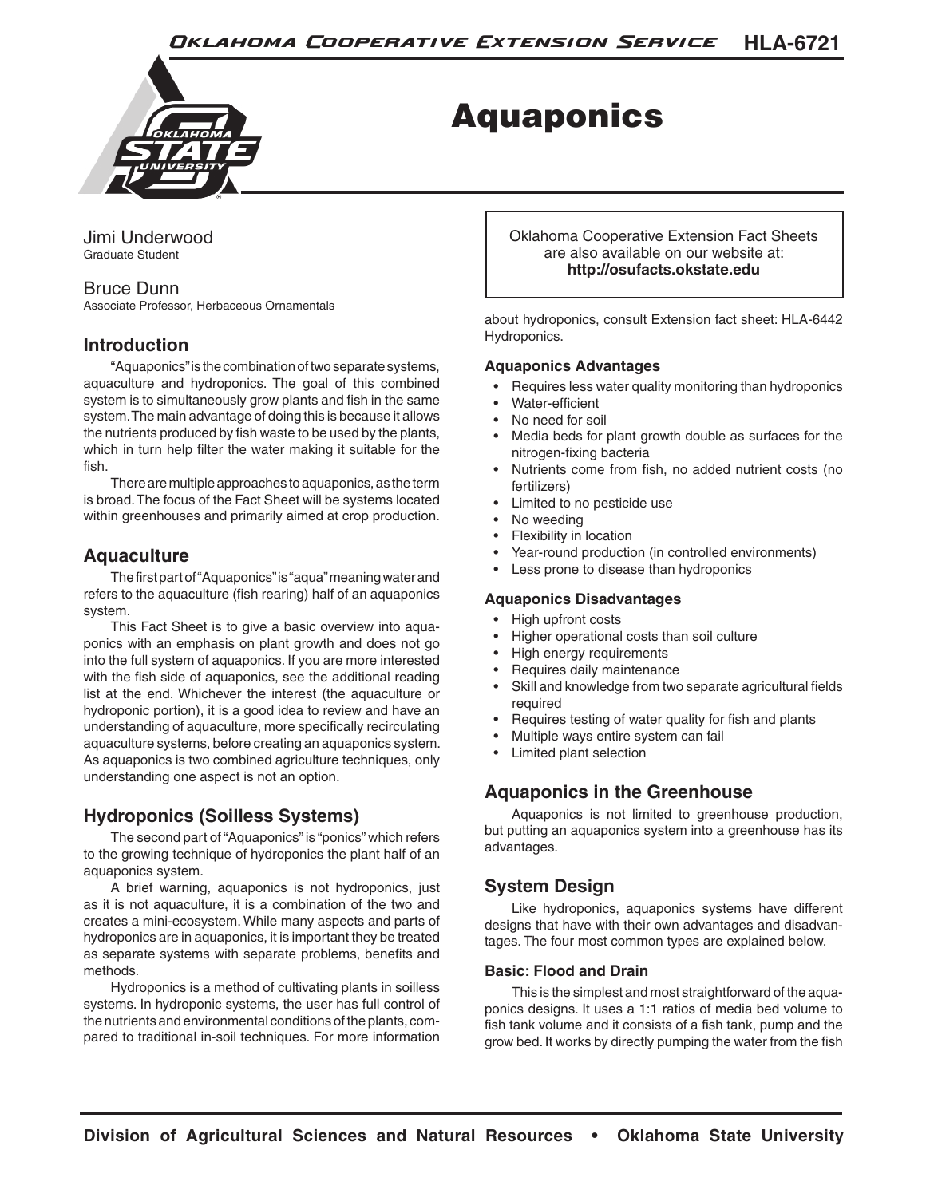# Aquaponics

Jimi Underwood
Graduate Student

Bruce Dunn
Associate Professor, Herbaceous Ornamentals

Oklahoma Cooperative Extension Fact Sheets are also available on our website at: **http://osufacts.okstate.edu**

## Introduction

"Aquaponics" is the combination of two separate systems, aquaculture and hydroponics. The goal of this combined system is to simultaneously grow plants and fish in the same system. The main advantage of doing this is because it allows the nutrients produced by fish waste to be used by the plants, which in turn help filter the water making it suitable for the fish.

There are multiple approaches to aquaponics, as the term is broad. The focus of the Fact Sheet will be systems located within greenhouses and primarily aimed at crop production.

## Aquaculture

The first part of "Aquaponics" is "aqua" meaning water and refers to the aquaculture (fish rearing) half of an aquaponics system.

This Fact Sheet is to give a basic overview into aquaponics with an emphasis on plant growth and does not go into the full system of aquaponics. If you are more interested with the fish side of aquaponics, see the additional reading list at the end. Whichever the interest (the aquaculture or hydroponic portion), it is a good idea to review and have an understanding of aquaculture, more specifically recirculating aquaculture systems, before creating an aquaponics system. As aquaponics is two combined agriculture techniques, only understanding one aspect is not an option.

## Hydroponics (Soilless Systems)

The second part of "Aquaponics" is "ponics" which refers to the growing technique of hydroponics the plant half of an aquaponics system.

A brief warning, aquaponics is not hydroponics, just as it is not aquaculture, it is a combination of the two and creates a mini-ecosystem. While many aspects and parts of hydroponics are in aquaponics, it is important they be treated as separate systems with separate problems, benefits and methods.

Hydroponics is a method of cultivating plants in soilless systems. In hydroponic systems, the user has full control of the nutrients and environmental conditions of the plants, compared to traditional in-soil techniques. For more information about hydroponics, consult Extension fact sheet: HLA-6442 Hydroponics.

### Aquaponics Advantages

- Requires less water quality monitoring than hydroponics
- Water-efficient
- No need for soil
- Media beds for plant growth double as surfaces for the nitrogen-fixing bacteria
- Nutrients come from fish, no added nutrient costs (no fertilizers)
- Limited to no pesticide use
- No weeding
- Flexibility in location
- Year-round production (in controlled environments)
- Less prone to disease than hydroponics

### Aquaponics Disadvantages

- High upfront costs
- Higher operational costs than soil culture
- High energy requirements
- Requires daily maintenance
- Skill and knowledge from two separate agricultural fields required
- Requires testing of water quality for fish and plants
- Multiple ways entire system can fail
- Limited plant selection

## Aquaponics in the Greenhouse

Aquaponics is not limited to greenhouse production, but putting an aquaponics system into a greenhouse has its advantages.

## System Design

Like hydroponics, aquaponics systems have different designs that have with their own advantages and disadvantages. The four most common types are explained below.

### Basic: Flood and Drain

This is the simplest and most straightforward of the aquaponics designs. It uses a 1:1 ratios of media bed volume to fish tank volume and it consists of a fish tank, pump and the grow bed. It works by directly pumping the water from the fish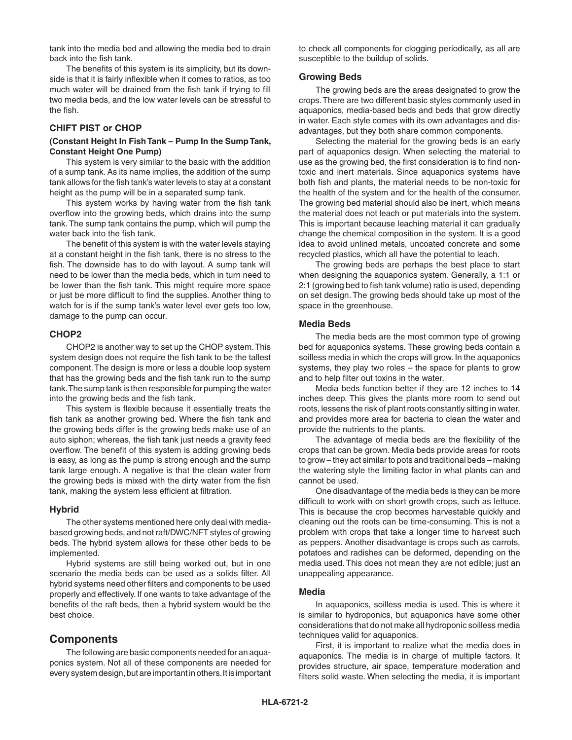tank into the media bed and allowing the media bed to drain back into the fish tank.

The benefits of this system is its simplicity, but its downside is that it is fairly inflexible when it comes to ratios, as too much water will be drained from the fish tank if trying to fill two media beds, and the low water levels can be stressful to the fish.

### CHIFT PIST or CHOP

#### (Constant Height In Fish Tank – Pump In the Sump Tank, Constant Height One Pump)

This system is very similar to the basic with the addition of a sump tank. As its name implies, the addition of the sump tank allows for the fish tank's water levels to stay at a constant height as the pump will be in a separated sump tank.

This system works by having water from the fish tank overflow into the growing beds, which drains into the sump tank. The sump tank contains the pump, which will pump the water back into the fish tank.

The benefit of this system is with the water levels staying at a constant height in the fish tank, there is no stress to the fish. The downside has to do with layout. A sump tank will need to be lower than the media beds, which in turn need to be lower than the fish tank. This might require more space or just be more difficult to find the supplies. Another thing to watch for is if the sump tank's water level ever gets too low, damage to the pump can occur.

### CHOP2

CHOP2 is another way to set up the CHOP system. This system design does not require the fish tank to be the tallest component. The design is more or less a double loop system that has the growing beds and the fish tank run to the sump tank. The sump tank is then responsible for pumping the water into the growing beds and the fish tank.

This system is flexible because it essentially treats the fish tank as another growing bed. Where the fish tank and the growing beds differ is the growing beds make use of an auto siphon; whereas, the fish tank just needs a gravity feed overflow. The benefit of this system is adding growing beds is easy, as long as the pump is strong enough and the sump tank large enough. A negative is that the clean water from the growing beds is mixed with the dirty water from the fish tank, making the system less efficient at filtration.

### Hybrid

The other systems mentioned here only deal with media-based growing beds, and not raft/DWC/NFT styles of growing beds. The hybrid system allows for these other beds to be implemented.

Hybrid systems are still being worked out, but in one scenario the media beds can be used as a solids filter. All hybrid systems need other filters and components to be used properly and effectively. If one wants to take advantage of the benefits of the raft beds, then a hybrid system would be the best choice.

## Components

The following are basic components needed for an aquaponics system. Not all of these components are needed for every system design, but are important in others. It is important to check all components for clogging periodically, as all are susceptible to the buildup of solids.

### Growing Beds

The growing beds are the areas designated to grow the crops. There are two different basic styles commonly used in aquaponics, media-based beds and beds that grow directly in water. Each style comes with its own advantages and disadvantages, but they both share common components.

Selecting the material for the growing beds is an early part of aquaponics design. When selecting the material to use as the growing bed, the first consideration is to find non-toxic and inert materials. Since aquaponics systems have both fish and plants, the material needs to be non-toxic for the health of the system and for the health of the consumer. The growing bed material should also be inert, which means the material does not leach or put materials into the system. This is important because leaching material it can gradually change the chemical composition in the system. It is a good idea to avoid unlined metals, uncoated concrete and some recycled plastics, which all have the potential to leach.

The growing beds are perhaps the best place to start when designing the aquaponics system. Generally, a 1:1 or 2:1 (growing bed to fish tank volume) ratio is used, depending on set design. The growing beds should take up most of the space in the greenhouse.

### Media Beds

The media beds are the most common type of growing bed for aquaponics systems. These growing beds contain a soilless media in which the crops will grow. In the aquaponics systems, they play two roles – the space for plants to grow and to help filter out toxins in the water.

Media beds function better if they are 12 inches to 14 inches deep. This gives the plants more room to send out roots, lessens the risk of plant roots constantly sitting in water, and provides more area for bacteria to clean the water and provide the nutrients to the plants.

The advantage of media beds are the flexibility of the crops that can be grown. Media beds provide areas for roots to grow – they act similar to pots and traditional beds – making the watering style the limiting factor in what plants can and cannot be used.

One disadvantage of the media beds is they can be more difficult to work with on short growth crops, such as lettuce. This is because the crop becomes harvestable quickly and cleaning out the roots can be time-consuming. This is not a problem with crops that take a longer time to harvest such as peppers. Another disadvantage is crops such as carrots, potatoes and radishes can be deformed, depending on the media used. This does not mean they are not edible; just an unappealing appearance.

### Media

In aquaponics, soilless media is used. This is where it is similar to hydroponics, but aquaponics have some other considerations that do not make all hydroponic soilless media techniques valid for aquaponics.

First, it is important to realize what the media does in aquaponics. The media is in charge of multiple factors. It provides structure, air space, temperature moderation and filters solid waste. When selecting the media, it is important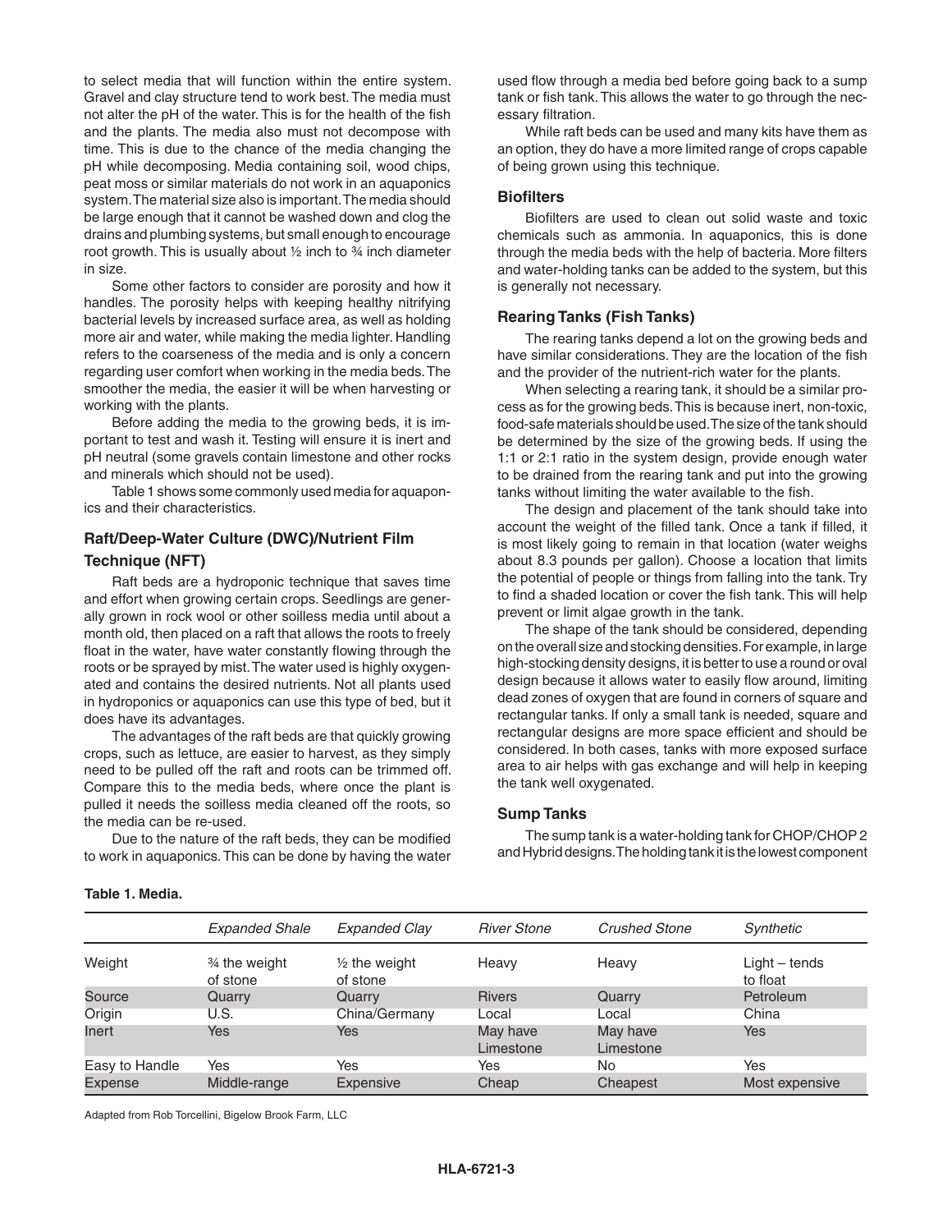to select media that will function within the entire system. Gravel and clay structure tend to work best. The media must not alter the pH of the water. This is for the health of the fish and the plants. The media also must not decompose with time. This is due to the chance of the media changing the pH while decomposing. Media containing soil, wood chips, peat moss or similar materials do not work in an aquaponics system. The material size also is important. The media should be large enough that it cannot be washed down and clog the drains and plumbing systems, but small enough to encourage root growth. This is usually about ½ inch to ¾ inch diameter in size.

Some other factors to consider are porosity and how it handles. The porosity helps with keeping healthy nitrifying bacterial levels by increased surface area, as well as holding more air and water, while making the media lighter. Handling refers to the coarseness of the media and is only a concern regarding user comfort when working in the media beds. The smoother the media, the easier it will be when harvesting or working with the plants.

Before adding the media to the growing beds, it is important to test and wash it. Testing will ensure it is inert and pH neutral (some gravels contain limestone and other rocks and minerals which should not be used).

Table 1 shows some commonly used media for aquaponics and their characteristics.

### Raft/Deep-Water Culture (DWC)/Nutrient Film Technique (NFT)

Raft beds are a hydroponic technique that saves time and effort when growing certain crops. Seedlings are generally grown in rock wool or other soilless media until about a month old, then placed on a raft that allows the roots to freely float in the water, have water constantly flowing through the roots or be sprayed by mist. The water used is highly oxygenated and contains the desired nutrients. Not all plants used in hydroponics or aquaponics can use this type of bed, but it does have its advantages.

The advantages of the raft beds are that quickly growing crops, such as lettuce, are easier to harvest, as they simply need to be pulled off the raft and roots can be trimmed off. Compare this to the media beds, where once the plant is pulled it needs the soilless media cleaned off the roots, so the media can be re-used.

Due to the nature of the raft beds, they can be modified to work in aquaponics. This can be done by having the water used flow through a media bed before going back to a sump tank or fish tank. This allows the water to go through the necessary filtration.

While raft beds can be used and many kits have them as an option, they do have a more limited range of crops capable of being grown using this technique.

### Biofilters

Biofilters are used to clean out solid waste and toxic chemicals such as ammonia. In aquaponics, this is done through the media beds with the help of bacteria. More filters and water-holding tanks can be added to the system, but this is generally not necessary.

### Rearing Tanks (Fish Tanks)

The rearing tanks depend a lot on the growing beds and have similar considerations. They are the location of the fish and the provider of the nutrient-rich water for the plants.

When selecting a rearing tank, it should be a similar process as for the growing beds. This is because inert, non-toxic, food-safe materials should be used. The size of the tank should be determined by the size of the growing beds. If using the 1:1 or 2:1 ratio in the system design, provide enough water to be drained from the rearing tank and put into the growing tanks without limiting the water available to the fish.

The design and placement of the tank should take into account the weight of the filled tank. Once a tank if filled, it is most likely going to remain in that location (water weighs about 8.3 pounds per gallon). Choose a location that limits the potential of people or things from falling into the tank. Try to find a shaded location or cover the fish tank. This will help prevent or limit algae growth in the tank.

The shape of the tank should be considered, depending on the overall size and stocking densities. For example, in large high-stocking density designs, it is better to use a round or oval design because it allows water to easily flow around, limiting dead zones of oxygen that are found in corners of square and rectangular tanks. If only a small tank is needed, square and rectangular designs are more space efficient and should be considered. In both cases, tanks with more exposed surface area to air helps with gas exchange and will help in keeping the tank well oxygenated.

### Sump Tanks

The sump tank is a water-holding tank for CHOP/CHOP 2 and Hybrid designs. The holding tank it is the lowest component

**Table 1. Media.**

| | *Expanded Shale* | *Expanded Clay* | *River Stone* | *Crushed Stone* | *Synthetic* |
|---|---|---|---|---|---|
| Weight | ¾ the weight of stone | ½ the weight of stone | Heavy | Heavy | Light – tends to float |
| Source | Quarry | Quarry | Rivers | Quarry | Petroleum |
| Origin | U.S. | China/Germany | Local | Local | China |
| Inert | Yes | Yes | May have Limestone | May have Limestone | Yes |
| Easy to Handle | Yes | Yes | Yes | No | Yes |
| Expense | Middle-range | Expensive | Cheap | Cheapest | Most expensive |

Adapted from Rob Torcellini, Bigelow Brook Farm, LLC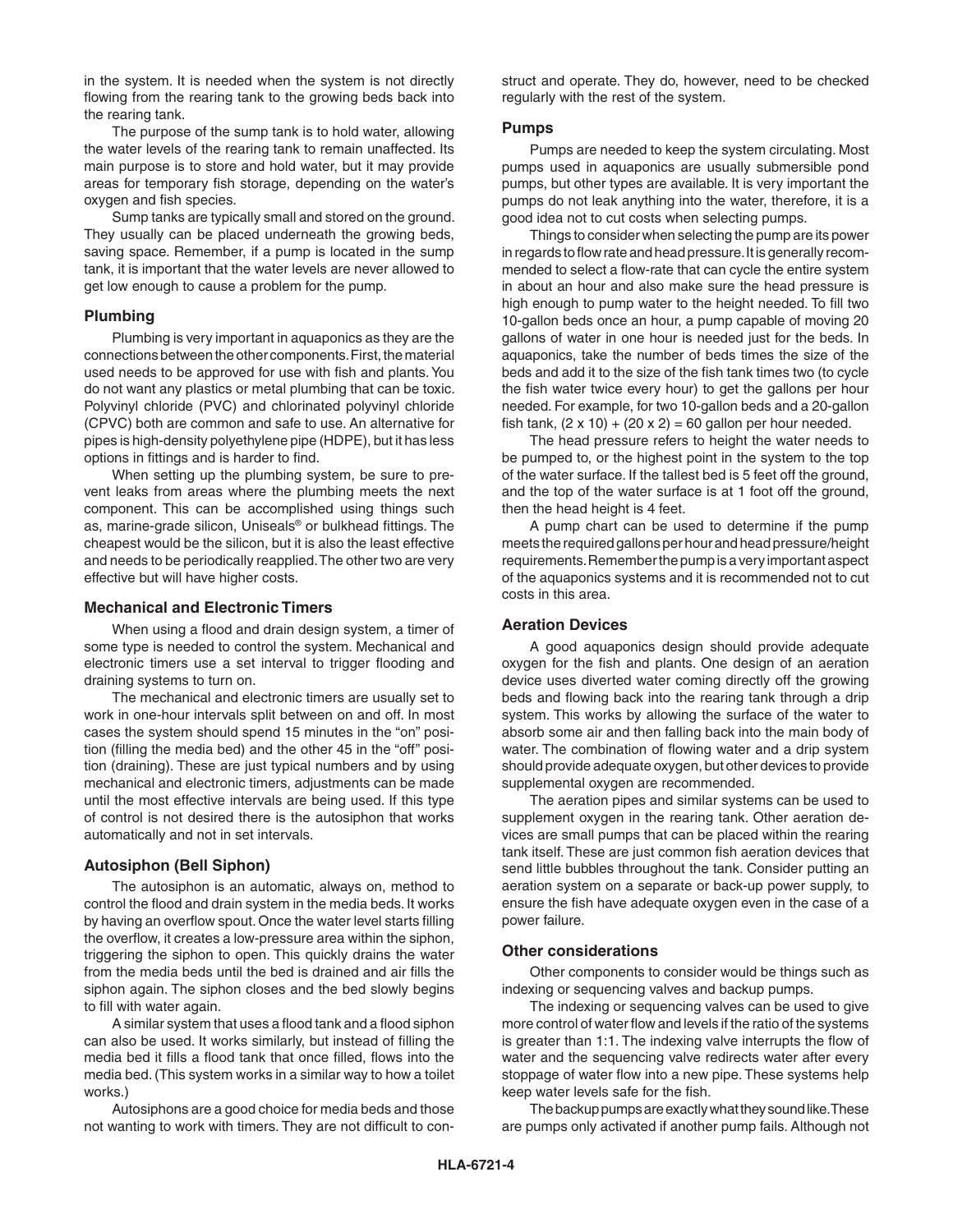in the system. It is needed when the system is not directly flowing from the rearing tank to the growing beds back into the rearing tank.

The purpose of the sump tank is to hold water, allowing the water levels of the rearing tank to remain unaffected. Its main purpose is to store and hold water, but it may provide areas for temporary fish storage, depending on the water's oxygen and fish species.

Sump tanks are typically small and stored on the ground. They usually can be placed underneath the growing beds, saving space. Remember, if a pump is located in the sump tank, it is important that the water levels are never allowed to get low enough to cause a problem for the pump.

### Plumbing

Plumbing is very important in aquaponics as they are the connections between the other components. First, the material used needs to be approved for use with fish and plants. You do not want any plastics or metal plumbing that can be toxic. Polyvinyl chloride (PVC) and chlorinated polyvinyl chloride (CPVC) both are common and safe to use. An alternative for pipes is high-density polyethylene pipe (HDPE), but it has less options in fittings and is harder to find.

When setting up the plumbing system, be sure to prevent leaks from areas where the plumbing meets the next component. This can be accomplished using things such as, marine-grade silicon, Uniseals® or bulkhead fittings. The cheapest would be the silicon, but it is also the least effective and needs to be periodically reapplied. The other two are very effective but will have higher costs.

### Mechanical and Electronic Timers

When using a flood and drain design system, a timer of some type is needed to control the system. Mechanical and electronic timers use a set interval to trigger flooding and draining systems to turn on.

The mechanical and electronic timers are usually set to work in one-hour intervals split between on and off. In most cases the system should spend 15 minutes in the "on" position (filling the media bed) and the other 45 in the "off" position (draining). These are just typical numbers and by using mechanical and electronic timers, adjustments can be made until the most effective intervals are being used. If this type of control is not desired there is the autosiphon that works automatically and not in set intervals.

### Autosiphon (Bell Siphon)

The autosiphon is an automatic, always on, method to control the flood and drain system in the media beds. It works by having an overflow spout. Once the water level starts filling the overflow, it creates a low-pressure area within the siphon, triggering the siphon to open. This quickly drains the water from the media beds until the bed is drained and air fills the siphon again. The siphon closes and the bed slowly begins to fill with water again.

A similar system that uses a flood tank and a flood siphon can also be used. It works similarly, but instead of filling the media bed it fills a flood tank that once filled, flows into the media bed. (This system works in a similar way to how a toilet works.)

Autosiphons are a good choice for media beds and those not wanting to work with timers. They are not difficult to construct and operate. They do, however, need to be checked regularly with the rest of the system.

### Pumps

Pumps are needed to keep the system circulating. Most pumps used in aquaponics are usually submersible pond pumps, but other types are available. It is very important the pumps do not leak anything into the water, therefore, it is a good idea not to cut costs when selecting pumps.

Things to consider when selecting the pump are its power in regards to flow rate and head pressure. It is generally recommended to select a flow-rate that can cycle the entire system in about an hour and also make sure the head pressure is high enough to pump water to the height needed. To fill two 10-gallon beds once an hour, a pump capable of moving 20 gallons of water in one hour is needed just for the beds. In aquaponics, take the number of beds times the size of the beds and add it to the size of the fish tank times two (to cycle the fish water twice every hour) to get the gallons per hour needed. For example, for two 10-gallon beds and a 20-gallon fish tank, $(2 \times 10) + (20 \times 2) = 60$ gallon per hour needed.

The head pressure refers to height the water needs to be pumped to, or the highest point in the system to the top of the water surface. If the tallest bed is 5 feet off the ground, and the top of the water surface is at 1 foot off the ground, then the head height is 4 feet.

A pump chart can be used to determine if the pump meets the required gallons per hour and head pressure/height requirements. Remember the pump is a very important aspect of the aquaponics systems and it is recommended not to cut costs in this area.

### Aeration Devices

A good aquaponics design should provide adequate oxygen for the fish and plants. One design of an aeration device uses diverted water coming directly off the growing beds and flowing back into the rearing tank through a drip system. This works by allowing the surface of the water to absorb some air and then falling back into the main body of water. The combination of flowing water and a drip system should provide adequate oxygen, but other devices to provide supplemental oxygen are recommended.

The aeration pipes and similar systems can be used to supplement oxygen in the rearing tank. Other aeration devices are small pumps that can be placed within the rearing tank itself. These are just common fish aeration devices that send little bubbles throughout the tank. Consider putting an aeration system on a separate or back-up power supply, to ensure the fish have adequate oxygen even in the case of a power failure.

### Other considerations

Other components to consider would be things such as indexing or sequencing valves and backup pumps.

The indexing or sequencing valves can be used to give more control of water flow and levels if the ratio of the systems is greater than 1:1. The indexing valve interrupts the flow of water and the sequencing valve redirects water after every stoppage of water flow into a new pipe. These systems help keep water levels safe for the fish.

The backup pumps are exactly what they sound like. These are pumps only activated if another pump fails. Although not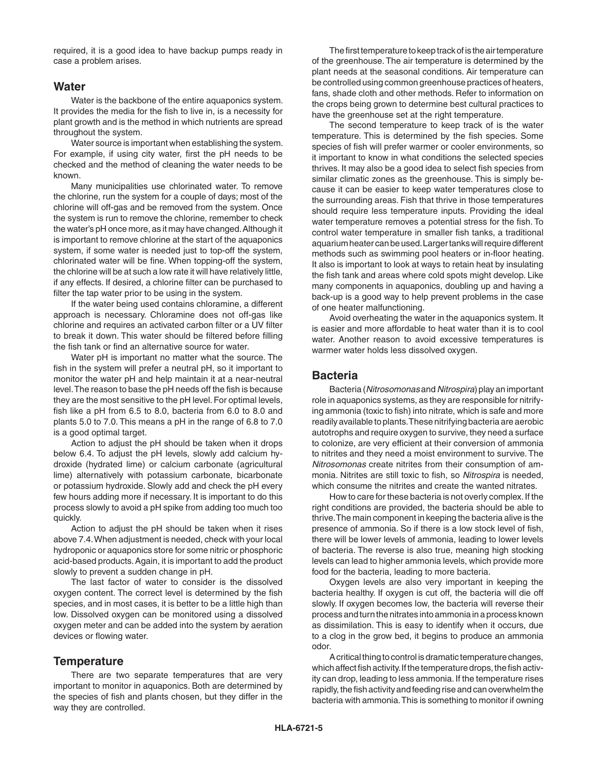required, it is a good idea to have backup pumps ready in case a problem arises.

## Water

Water is the backbone of the entire aquaponics system. It provides the media for the fish to live in, is a necessity for plant growth and is the method in which nutrients are spread throughout the system.

Water source is important when establishing the system. For example, if using city water, first the pH needs to be checked and the method of cleaning the water needs to be known.

Many municipalities use chlorinated water. To remove the chlorine, run the system for a couple of days; most of the chlorine will off-gas and be removed from the system. Once the system is run to remove the chlorine, remember to check the water's pH once more, as it may have changed. Although it is important to remove chlorine at the start of the aquaponics system, if some water is needed just to top-off the system, chlorinated water will be fine. When topping-off the system, the chlorine will be at such a low rate it will have relatively little, if any effects. If desired, a chlorine filter can be purchased to filter the tap water prior to be using in the system.

If the water being used contains chloramine, a different approach is necessary. Chloramine does not off-gas like chlorine and requires an activated carbon filter or a UV filter to break it down. This water should be filtered before filling the fish tank or find an alternative source for water.

Water pH is important no matter what the source. The fish in the system will prefer a neutral pH, so it important to monitor the water pH and help maintain it at a near-neutral level. The reason to base the pH needs off the fish is because they are the most sensitive to the pH level. For optimal levels, fish like a pH from 6.5 to 8.0, bacteria from 6.0 to 8.0 and plants 5.0 to 7.0. This means a pH in the range of 6.8 to 7.0 is a good optimal target.

Action to adjust the pH should be taken when it drops below 6.4. To adjust the pH levels, slowly add calcium hydroxide (hydrated lime) or calcium carbonate (agricultural lime) alternatively with potassium carbonate, bicarbonate or potassium hydroxide. Slowly add and check the pH every few hours adding more if necessary. It is important to do this process slowly to avoid a pH spike from adding too much too quickly.

Action to adjust the pH should be taken when it rises above 7.4. When adjustment is needed, check with your local hydroponic or aquaponics store for some nitric or phosphoric acid-based products. Again, it is important to add the product slowly to prevent a sudden change in pH.

The last factor of water to consider is the dissolved oxygen content. The correct level is determined by the fish species, and in most cases, it is better to be a little high than low. Dissolved oxygen can be monitored using a dissolved oxygen meter and can be added into the system by aeration devices or flowing water.

## Temperature

There are two separate temperatures that are very important to monitor in aquaponics. Both are determined by the species of fish and plants chosen, but they differ in the way they are controlled.

The first temperature to keep track of is the air temperature of the greenhouse. The air temperature is determined by the plant needs at the seasonal conditions. Air temperature can be controlled using common greenhouse practices of heaters, fans, shade cloth and other methods. Refer to information on the crops being grown to determine best cultural practices to have the greenhouse set at the right temperature.

The second temperature to keep track of is the water temperature. This is determined by the fish species. Some species of fish will prefer warmer or cooler environments, so it important to know in what conditions the selected species thrives. It may also be a good idea to select fish species from similar climatic zones as the greenhouse. This is simply because it can be easier to keep water temperatures close to the surrounding areas. Fish that thrive in those temperatures should require less temperature inputs. Providing the ideal water temperature removes a potential stress for the fish. To control water temperature in smaller fish tanks, a traditional aquarium heater can be used. Larger tanks will require different methods such as swimming pool heaters or in-floor heating. It also is important to look at ways to retain heat by insulating the fish tank and areas where cold spots might develop. Like many components in aquaponics, doubling up and having a back-up is a good way to help prevent problems in the case of one heater malfunctioning.

Avoid overheating the water in the aquaponics system. It is easier and more affordable to heat water than it is to cool water. Another reason to avoid excessive temperatures is warmer water holds less dissolved oxygen.

## Bacteria

Bacteria (*Nitrosomonas* and *Nitrospira*) play an important role in aquaponics systems, as they are responsible for nitrifying ammonia (toxic to fish) into nitrate, which is safe and more readily available to plants. These nitrifying bacteria are aerobic autotrophs and require oxygen to survive, they need a surface to colonize, are very efficient at their conversion of ammonia to nitrites and they need a moist environment to survive. The *Nitrosomonas* create nitrites from their consumption of ammonia. Nitrites are still toxic to fish, so *Nitrospira* is needed, which consume the nitrites and create the wanted nitrates.

How to care for these bacteria is not overly complex. If the right conditions are provided, the bacteria should be able to thrive. The main component in keeping the bacteria alive is the presence of ammonia. So if there is a low stock level of fish, there will be lower levels of ammonia, leading to lower levels of bacteria. The reverse is also true, meaning high stocking levels can lead to higher ammonia levels, which provide more food for the bacteria, leading to more bacteria.

Oxygen levels are also very important in keeping the bacteria healthy. If oxygen is cut off, the bacteria will die off slowly. If oxygen becomes low, the bacteria will reverse their process and turn the nitrates into ammonia in a process known as dissimilation. This is easy to identify when it occurs, due to a clog in the grow bed, it begins to produce an ammonia odor.

A critical thing to control is dramatic temperature changes, which affect fish activity. If the temperature drops, the fish activity can drop, leading to less ammonia. If the temperature rises rapidly, the fish activity and feeding rise and can overwhelm the bacteria with ammonia. This is something to monitor if owning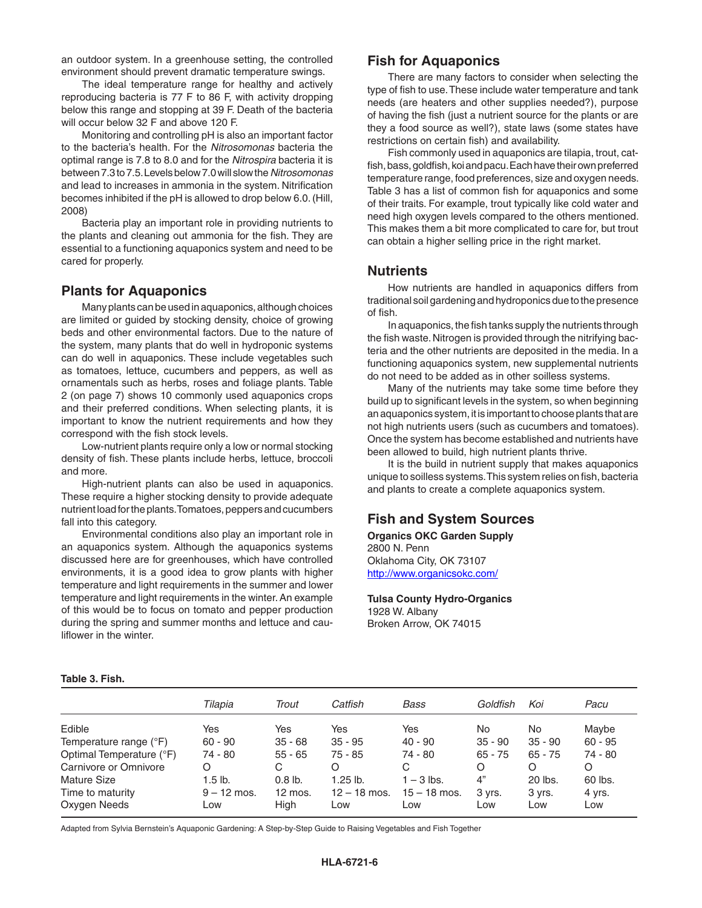an outdoor system. In a greenhouse setting, the controlled environment should prevent dramatic temperature swings.

The ideal temperature range for healthy and actively reproducing bacteria is 77 F to 86 F, with activity dropping below this range and stopping at 39 F. Death of the bacteria will occur below 32 F and above 120 F.

Monitoring and controlling pH is also an important factor to the bacteria's health. For the *Nitrosomonas* bacteria the optimal range is 7.8 to 8.0 and for the *Nitrospira* bacteria it is between 7.3 to 7.5. Levels below 7.0 will slow the *Nitrosomonas* and lead to increases in ammonia in the system. Nitrification becomes inhibited if the pH is allowed to drop below 6.0. (Hill, 2008)

Bacteria play an important role in providing nutrients to the plants and cleaning out ammonia for the fish. They are essential to a functioning aquaponics system and need to be cared for properly.

## Plants for Aquaponics

Many plants can be used in aquaponics, although choices are limited or guided by stocking density, choice of growing beds and other environmental factors. Due to the nature of the system, many plants that do well in hydroponic systems can do well in aquaponics. These include vegetables such as tomatoes, lettuce, cucumbers and peppers, as well as ornamentals such as herbs, roses and foliage plants. Table 2 (on page 7) shows 10 commonly used aquaponics crops and their preferred conditions. When selecting plants, it is important to know the nutrient requirements and how they correspond with the fish stock levels.

Low-nutrient plants require only a low or normal stocking density of fish. These plants include herbs, lettuce, broccoli and more.

High-nutrient plants can also be used in aquaponics. These require a higher stocking density to provide adequate nutrient load for the plants. Tomatoes, peppers and cucumbers fall into this category.

Environmental conditions also play an important role in an aquaponics system. Although the aquaponics systems discussed here are for greenhouses, which have controlled environments, it is a good idea to grow plants with higher temperature and light requirements in the summer and lower temperature and light requirements in the winter. An example of this would be to focus on tomato and pepper production during the spring and summer months and lettuce and cauliflower in the winter.

## Fish for Aquaponics

There are many factors to consider when selecting the type of fish to use. These include water temperature and tank needs (are heaters and other supplies needed?), purpose of having the fish (just a nutrient source for the plants or are they a food source as well?), state laws (some states have restrictions on certain fish) and availability.

Fish commonly used in aquaponics are tilapia, trout, catfish, bass, goldfish, koi and pacu. Each have their own preferred temperature range, food preferences, size and oxygen needs. Table 3 has a list of common fish for aquaponics and some of their traits. For example, trout typically like cold water and need high oxygen levels compared to the others mentioned. This makes them a bit more complicated to care for, but trout can obtain a higher selling price in the right market.

## Nutrients

How nutrients are handled in aquaponics differs from traditional soil gardening and hydroponics due to the presence of fish.

In aquaponics, the fish tanks supply the nutrients through the fish waste. Nitrogen is provided through the nitrifying bacteria and the other nutrients are deposited in the media. In a functioning aquaponics system, new supplemental nutrients do not need to be added as in other soilless systems.

Many of the nutrients may take some time before they build up to significant levels in the system, so when beginning an aquaponics system, it is important to choose plants that are not high nutrients users (such as cucumbers and tomatoes). Once the system has become established and nutrients have been allowed to build, high nutrient plants thrive.

It is the build in nutrient supply that makes aquaponics unique to soilless systems. This system relies on fish, bacteria and plants to create a complete aquaponics system.

## Fish and System Sources

**Organics OKC Garden Supply**
2800 N. Penn
Oklahoma City, OK 73107
http://www.organicsokc.com/

**Tulsa County Hydro-Organics**
1928 W. Albany
Broken Arrow, OK 74015

**Table 3. Fish.**

| | *Tilapia* | *Trout* | *Catfish* | *Bass* | *Goldfish* | *Koi* | *Pacu* |
|---|---|---|---|---|---|---|---|
| Edible | Yes | Yes | Yes | Yes | No | No | Maybe |
| Temperature range (°F) | 60 - 90 | 35 - 68 | 35 - 95 | 40 - 90 | 35 - 90 | 35 - 90 | 60 - 95 |
| Optimal Temperature (°F) | 74 - 80 | 55 - 65 | 75 - 85 | 74 - 80 | 65 - 75 | 65 - 75 | 74 - 80 |
| Carnivore or Omnivore | O | C | O | C | O | O | O |
| Mature Size | 1.5 lb. | 0.8 lb. | 1.25 lb. | 1 – 3 lbs. | 4" | 20 lbs. | 60 lbs. |
| Time to maturity | 9 – 12 mos. | 12 mos. | 12 – 18 mos. | 15 – 18 mos. | 3 yrs. | 3 yrs. | 4 yrs. |
| Oxygen Needs | Low | High | Low | Low | Low | Low | Low |

Adapted from Sylvia Bernstein's Aquaponic Gardening: A Step-by-Step Guide to Raising Vegetables and Fish Together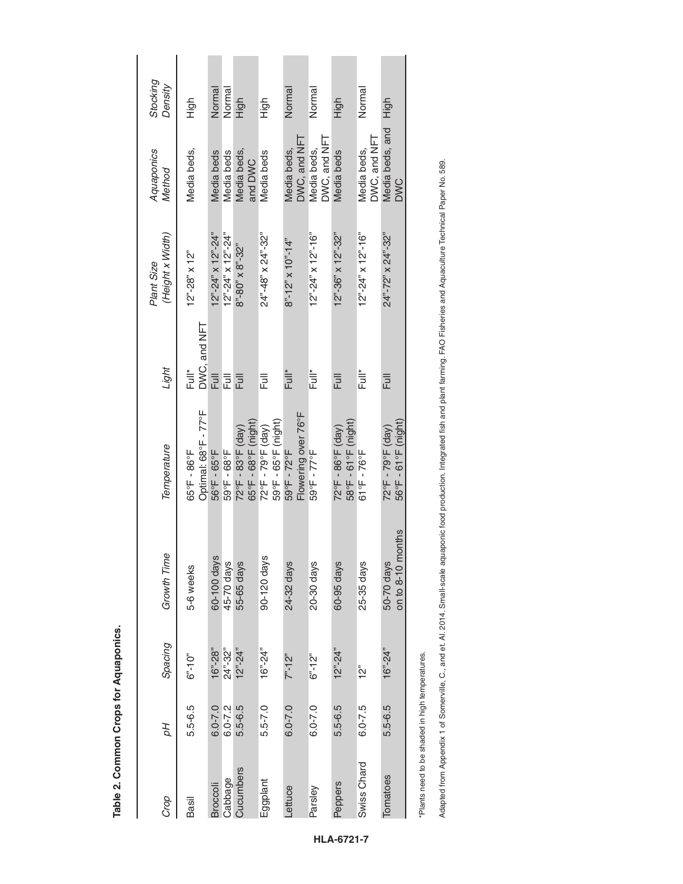**Table 2. Common Crops for Aquaponics.**

| *Crop* | *pH* | *Spacing* | *Growth Time* | *Temperature* | *Light* | *Plant Size (Height x Width)* | *Aquaponics Method* | *Stocking Density* |
|---|---|---|---|---|---|---|---|---|
| Basil | 5.5-6.5 | 6"-10" | 5-6 weeks | 65°F - 86°F Optimal: 68°F - 77°F | Full* | 12"-28" x 12" | Media beds, DWC, and NFT | High |
| Broccoli | 6.0-7.0 | 16"-28" | 60-100 days | 56°F - 65°F | Full | 12"-24" x 12"-24" | Media beds | Normal |
| Cabbage | 6.0-7.2 | 24"-32" | 45-70 days | 59°F - 68°F | Full | 12"-24" x 12"-24" | Media beds | Normal |
| Cucumbers | 5.5-6.5 | 12"-24" | 55-65 days | 72°F - 83°F (day) 65°F - 68°F (night) | Full | 8"-80" x 8"-32" | Media beds, and DWC | High |
| Eggplant | 5.5-7.0 | 16"-24" | 90-120 days | 72°F - 79°F (day) 59°F - 65°F (night) | Full | 24"-48" x 24"-32" | Media beds | High |
| Lettuce | 6.0-7.0 | 7"-12" | 24-32 days | 59°F - 72°F Flowering over 76°F | Full* | 8"-12" x 10"-14" | Media beds, DWC, and NFT | Normal |
| Parsley | 6.0-7.0 | 6"-12" | 20-30 days | 59°F - 77°F | Full* | 12"-24" x 12"-16" | Media beds, DWC, and NFT | Normal |
| Peppers | 5.5-6.5 | 12"-24" | 60-95 days | 72°F - 86°F (day) 58°F - 61°F (night) | Full | 12"-36" x 12"-32" | Media beds | High |
| Swiss Chard | 6.0-7.5 | 12" | 25-35 days | 61°F - 76°F | Full* | 12"-24" x 12"-16" | Media beds, DWC, and NFT | Normal |
| Tomatoes | 5.5-6.5 | 16"-24" | 50-70 days on to 8-10 months | 72°F - 79°F (day) 56°F - 61°F (night) | Full | 24"-72" x 24"-32" | Media beds, and DWC | High |

*Plants need to be shaded in high temperatures.

Adapted from Appendix 1 of Somerville, C., and et. Al. 2014. Small-scale aquaponic food production. Integrated fish and plant farming. FAO Fisheries and Aquaculture Technical Paper No. 589.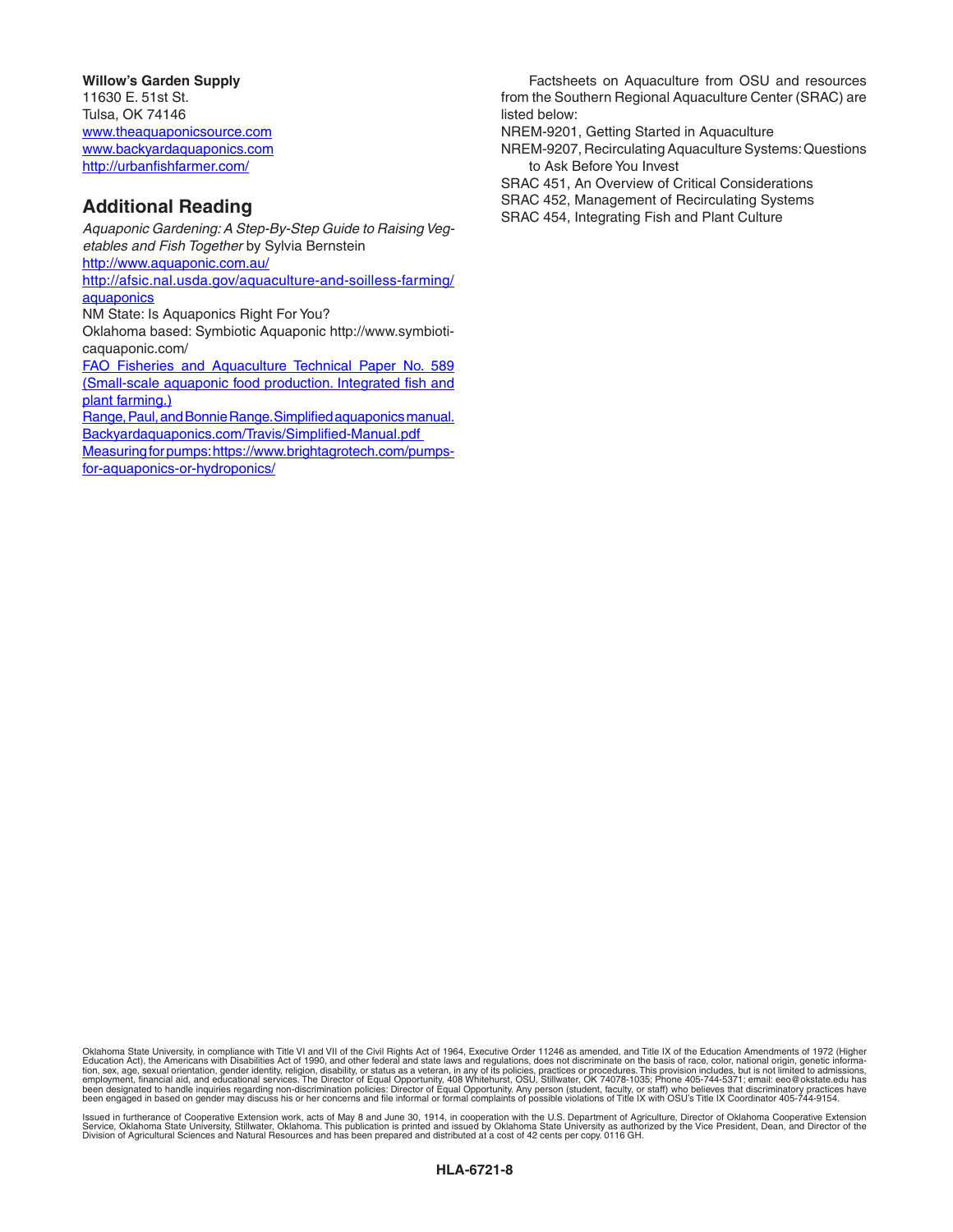**Willow's Garden Supply**
11630 E. 51st St.
Tulsa, OK 74146
www.theaquaponicsource.com
www.backyardaquaponics.com
http://urbanfishfarmer.com/

## Additional Reading

*Aquaponic Gardening: A Step-By-Step Guide to Raising Vegetables and Fish Together* by Sylvia Bernstein
http://www.aquaponic.com.au/
http://afsic.nal.usda.gov/aquaculture-and-soilless-farming/aquaponics
NM State: Is Aquaponics Right For You?
Oklahoma based: Symbiotic Aquaponic http://www.symbioticaquaponic.com/
FAO Fisheries and Aquaculture Technical Paper No. 589 (Small-scale aquaponic food production. Integrated fish and plant farming.)
Range, Paul, and Bonnie Range. Simplified aquaponics manual. Backyardaquaponics.com/Travis/Simplified-Manual.pdf
Measuring for pumps: https://www.brightagrotech.com/pumps-for-aquaponics-or-hydroponics/

Factsheets on Aquaculture from OSU and resources from the Southern Regional Aquaculture Center (SRAC) are listed below:

NREM-9201, Getting Started in Aquaculture
NREM-9207, Recirculating Aquaculture Systems: Questions to Ask Before You Invest
SRAC 451, An Overview of Critical Considerations
SRAC 452, Management of Recirculating Systems
SRAC 454, Integrating Fish and Plant Culture

Oklahoma State University, in compliance with Title VI and VII of the Civil Rights Act of 1964, Executive Order 11246 as amended, and Title IX of the Education Amendments of 1972 (Higher Education Act), the Americans with Disabilities Act of 1990, and other federal and state laws and regulations, does not discriminate on the basis of race, color, national origin, genetic information, sex, age, sexual orientation, gender identity, religion, disability, or status as a veteran, in any of its policies, practices or procedures. This provision includes, but is not limited to admissions, employment, financial aid, and educational services. The Director of Equal Opportunity, 408 Whitehurst, OSU, Stillwater, OK 74078-1035; Phone 405-744-5371; email: eeo@okstate.edu has been designated to handle inquiries regarding non-discrimination policies: Director of Equal Opportunity. Any person (student, faculty, or staff) who believes that discriminatory practices have been engaged in based on gender may discuss his or her concerns and file informal or formal complaints of possible violations of Title IX with OSU's Title IX Coordinator 405-744-9154.

Issued in furtherance of Cooperative Extension work, acts of May 8 and June 30, 1914, in cooperation with the U.S. Department of Agriculture, Director of Oklahoma Cooperative Extension Service, Oklahoma State University, Stillwater, Oklahoma. This publication is printed and issued by Oklahoma State University as authorized by the Vice President, Dean, and Director of the Division of Agricultural Sciences and Natural Resources and has been prepared and distributed at a cost of 42 cents per copy. 0116 GH.